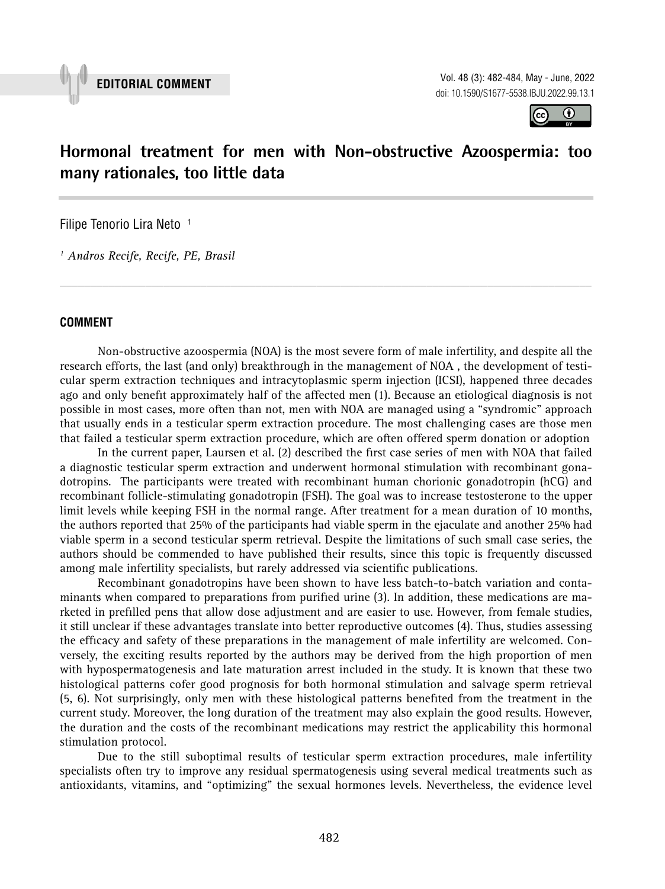**EDITORIAL COMMENT**

# Hormonal treatment for men with Non-obstructive Azoospermia: too many rationales, too little data

Filipe Tenorio Lira Neto [1]

[1] *Andros Recife, Recife, PE, Brasil*

## COMMENT

Non-obstructive azoospermia (NOA) is the most severe form of male infertility, and despite all the research efforts, the last (and only) breakthrough in the management of NOA , the development of testicular sperm extraction techniques and intracytoplasmic sperm injection (ICSI), happened three decades ago and only benefit approximately half of the affected men (1). Because an etiological diagnosis is not possible in most cases, more often than not, men with NOA are managed using a "syndromic" approach that usually ends in a testicular sperm extraction procedure. The most challenging cases are those men that failed a testicular sperm extraction procedure, which are often offered sperm donation or adoption

In the current paper, Laursen et al. (2) described the first case series of men with NOA that failed a diagnostic testicular sperm extraction and underwent hormonal stimulation with recombinant gonadotropins. The participants were treated with recombinant human chorionic gonadotropin (hCG) and recombinant follicle-stimulating gonadotropin (FSH). The goal was to increase testosterone to the upper limit levels while keeping FSH in the normal range. After treatment for a mean duration of 10 months, the authors reported that 25% of the participants had viable sperm in the ejaculate and another 25% had viable sperm in a second testicular sperm retrieval. Despite the limitations of such small case series, the authors should be commended to have published their results, since this topic is frequently discussed among male infertility specialists, but rarely addressed via scientific publications.

Recombinant gonadotropins have been shown to have less batch-to-batch variation and contaminants when compared to preparations from purified urine (3). In addition, these medications are marketed in prefilled pens that allow dose adjustment and are easier to use. However, from female studies, it still unclear if these advantages translate into better reproductive outcomes (4). Thus, studies assessing the efficacy and safety of these preparations in the management of male infertility are welcomed. Conversely, the exciting results reported by the authors may be derived from the high proportion of men with hypospermatogenesis and late maturation arrest included in the study. It is known that these two histological patterns cofer good prognosis for both hormonal stimulation and salvage sperm retrieval (5, 6). Not surprisingly, only men with these histological patterns benefited from the treatment in the current study. Moreover, the long duration of the treatment may also explain the good results. However, the duration and the costs of the recombinant medications may restrict the applicability this hormonal stimulation protocol.

Due to the still suboptimal results of testicular sperm extraction procedures, male infertility specialists often try to improve any residual spermatogenesis using several medical treatments such as antioxidants, vitamins, and "optimizing" the sexual hormones levels. Nevertheless, the evidence level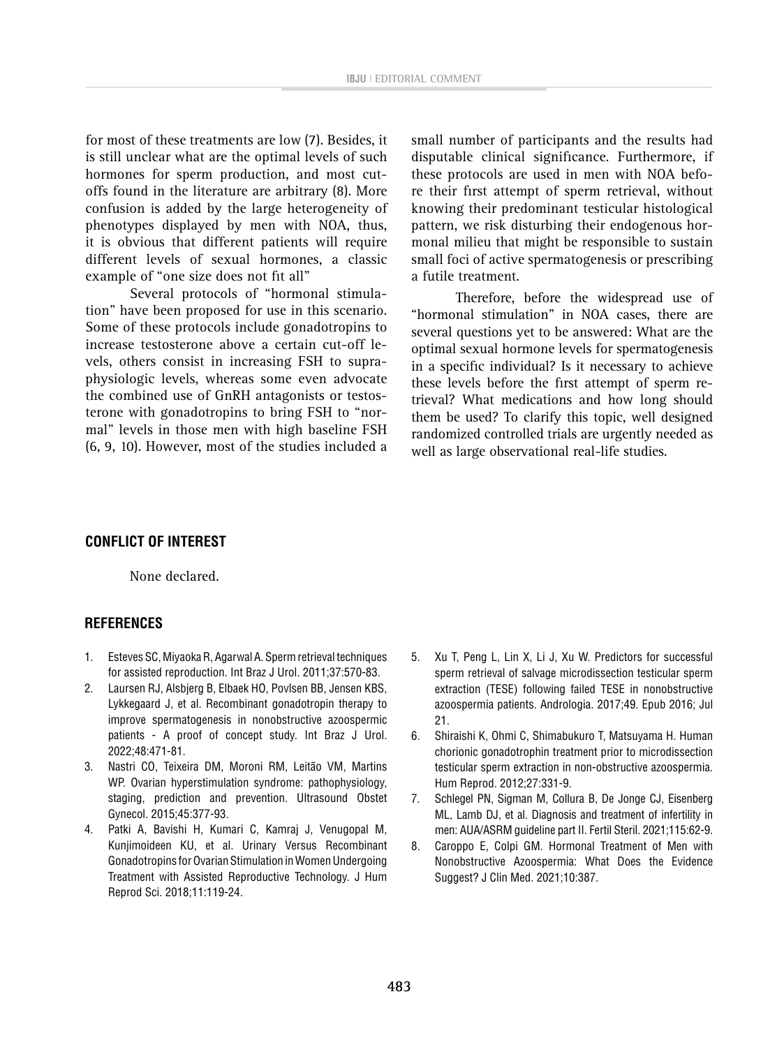for most of these treatments are low (7). Besides, it is still unclear what are the optimal levels of such hormones for sperm production, and most cut-offs found in the literature are arbitrary (8). More confusion is added by the large heterogeneity of phenotypes displayed by men with NOA, thus, it is obvious that different patients will require different levels of sexual hormones, a classic example of "one size does not fit all"

Several protocols of "hormonal stimulation" have been proposed for use in this scenario. Some of these protocols include gonadotropins to increase testosterone above a certain cut-off levels, others consist in increasing FSH to supraphysiologic levels, whereas some even advocate the combined use of GnRH antagonists or testosterone with gonadotropins to bring FSH to "normal" levels in those men with high baseline FSH (6, 9, 10). However, most of the studies included a small number of participants and the results had disputable clinical significance. Furthermore, if these protocols are used in men with NOA before their first attempt of sperm retrieval, without knowing their predominant testicular histological pattern, we risk disturbing their endogenous hormonal milieu that might be responsible to sustain small foci of active spermatogenesis or prescribing a futile treatment.

Therefore, before the widespread use of "hormonal stimulation" in NOA cases, there are several questions yet to be answered: What are the optimal sexual hormone levels for spermatogenesis in a specific individual? Is it necessary to achieve these levels before the first attempt of sperm retrieval? What medications and how long should them be used? To clarify this topic, well designed randomized controlled trials are urgently needed as well as large observational real-life studies.

## CONFLICT OF INTEREST

None declared.

## REFERENCES

1. Esteves SC, Miyaoka R, Agarwal A. Sperm retrieval techniques for assisted reproduction. Int Braz J Urol. 2011;37:570-83.
2. Laursen RJ, Alsbjerg B, Elbaek HO, Povlsen BB, Jensen KBS, Lykkegaard J, et al. Recombinant gonadotropin therapy to improve spermatogenesis in nonobstructive azoospermic patients - A proof of concept study. Int Braz J Urol. 2022;48:471-81.
3. Nastri CO, Teixeira DM, Moroni RM, Leitão VM, Martins WP. Ovarian hyperstimulation syndrome: pathophysiology, staging, prediction and prevention. Ultrasound Obstet Gynecol. 2015;45:377-93.
4. Patki A, Bavishi H, Kumari C, Kamraj J, Venugopal M, Kunjimoideen KU, et al. Urinary Versus Recombinant Gonadotropins for Ovarian Stimulation in Women Undergoing Treatment with Assisted Reproductive Technology. J Hum Reprod Sci. 2018;11:119-24.
5. Xu T, Peng L, Lin X, Li J, Xu W. Predictors for successful sperm retrieval of salvage microdissection testicular sperm extraction (TESE) following failed TESE in nonobstructive azoospermia patients. Andrologia. 2017;49. Epub 2016; Jul 21.
6. Shiraishi K, Ohmi C, Shimabukuro T, Matsuyama H. Human chorionic gonadotrophin treatment prior to microdissection testicular sperm extraction in non-obstructive azoospermia. Hum Reprod. 2012;27:331-9.
7. Schlegel PN, Sigman M, Collura B, De Jonge CJ, Eisenberg ML, Lamb DJ, et al. Diagnosis and treatment of infertility in men: AUA/ASRM guideline part II. Fertil Steril. 2021;115:62-9.
8. Caroppo E, Colpi GM. Hormonal Treatment of Men with Nonobstructive Azoospermia: What Does the Evidence Suggest? J Clin Med. 2021;10:387.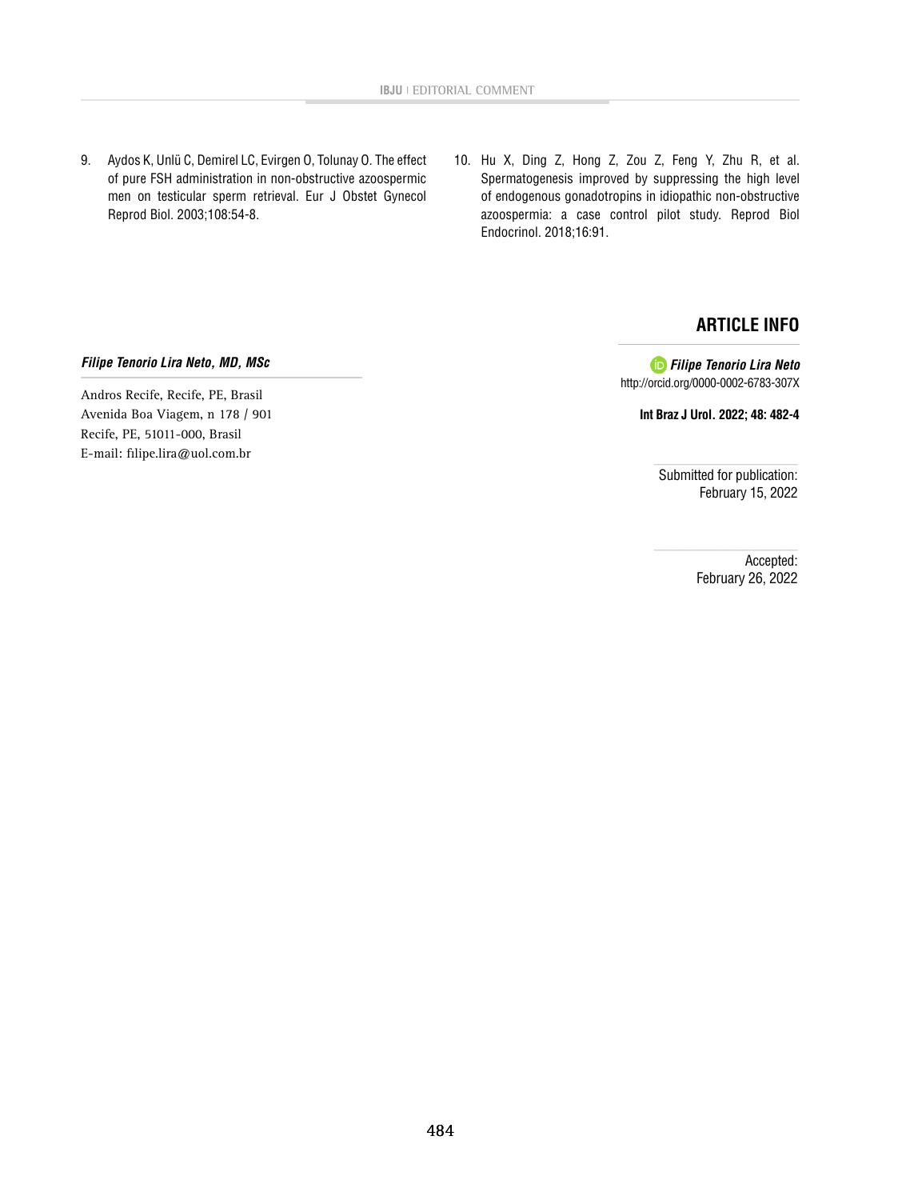9. Aydos K, Unlü C, Demirel LC, Evirgen O, Tolunay O. The effect of pure FSH administration in non-obstructive azoospermic men on testicular sperm retrieval. Eur J Obstet Gynecol Reprod Biol. 2003;108:54-8.

10. Hu X, Ding Z, Hong Z, Zou Z, Feng Y, Zhu R, et al. Spermatogenesis improved by suppressing the high level of endogenous gonadotropins in idiopathic non-obstructive azoospermia: a case control pilot study. Reprod Biol Endocrinol. 2018;16:91.

***Filipe Tenorio Lira Neto, MD, MSc***

Andros Recife, Recife, PE, Brasil
Avenida Boa Viagem, n 178 / 901
Recife, PE, 51011-000, Brasil
E-mail: filipe.lira@uol.com.br

## ARTICLE INFO

***Filipe Tenorio Lira Neto***
http://orcid.org/0000-0002-6783-307X

**Int Braz J Urol. 2022; 48: 482-4**

Submitted for publication:
February 15, 2022

Accepted:
February 26, 2022